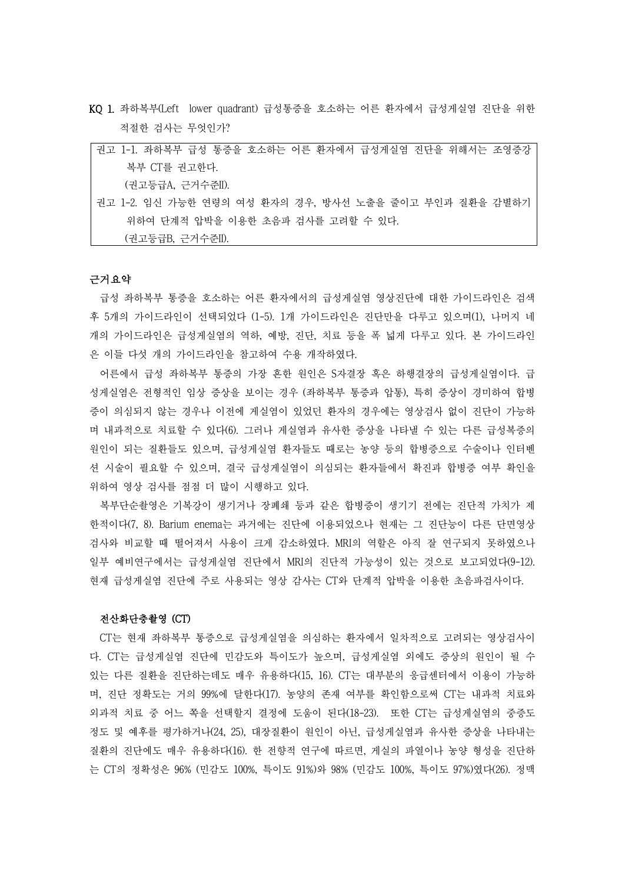**KQ 1.** 좌하복부(Left lower quadrant) 급성통증을 호소하는 어른 환자에서 급성게실염 진단을 위한 적절한 검사는 무엇인가?

| 권고 1-1. 좌하복부 급성 통증을 호소하는 어른 환자에서 급성게실염 진단을 위해서는 조영증강 복부 CT를 권고한다.<br>(권고등급A, 근거수준II).<br>권고 1-2. 임신 가능한 연령의 여성 환자의 경우, 방사선 노출을 줄이고 부인과 질환을 감별하기 위하여 단계적 압박을 이용한 초음파 검사를 고려할 수 있다.<br>(권고등급B, 근거수준II). |
|---|

### 근거요약

급성 좌하복부 통증을 호소하는 어른 환자에서의 급성게실염 영상진단에 대한 가이드라인은 검색 후 5개의 가이드라인이 선택되었다 (1-5). 1개 가이드라인은 진단만을 다루고 있으며(1), 나머지 네 개의 가이드라인은 급성게실염의 역하, 예방, 진단, 치료 등을 폭 넓게 다루고 있다. 본 가이드라인은 이들 다섯 개의 가이드라인을 참고하여 수용 개작하였다.

어른에서 급성 좌하복부 통증의 가장 흔한 원인은 S자결장 혹은 하행결장의 급성게실염이다. 급성게실염은 전형적인 임상 증상을 보이는 경우 (좌하복부 통증과 압통), 특히 증상이 경미하여 합병증이 의심되지 않는 경우나 이전에 게실염이 있었던 환자의 경우에는 영상검사 없이 진단이 가능하며 내과적으로 치료할 수 있다(6). 그러나 게실염과 유사한 증상을 나타낼 수 있는 다른 급성복증의 원인이 되는 질환들도 있으며, 급성게실염 환자들도 때로는 농양 등의 합병증으로 수술이나 인터벤션 시술이 필요할 수 있으며, 결국 급성게실염이 의심되는 환자들에서 확진과 합병증 여부 확인을 위하여 영상 검사를 점점 더 많이 시행하고 있다.

복부단순촬영은 기복강이 생기거나 장폐쇄 등과 같은 합병증이 생기기 전에는 진단적 가치가 제한적이다(7, 8). Barium enema는 과거에는 진단에 이용되었으나 현재는 그 진단능이 다른 단면영상검사와 비교할 때 떨어져서 사용이 크게 감소하였다. MRI의 역할은 아직 잘 연구되지 못하였으나 일부 예비연구에서는 급성게실염 진단에서 MRI의 진단적 가능성이 있는 것으로 보고되었다(9-12). 현재 급성게실염 진단에 주로 사용되는 영상 감사는 CT와 단계적 압박을 이용한 초음파검사이다.

#### 전산화단층촬영 (CT)

CT는 현재 좌하복부 통증으로 급성게실염을 의심하는 환자에서 일차적으로 고려되는 영상검사이다. CT는 급성게실염 진단에 민감도와 특이도가 높으며, 급성게실염 외에도 증상의 원인이 될 수 있는 다른 질환을 진단하는데도 매우 유용하다(15, 16). CT는 대부분의 응급센터에서 이용이 가능하며, 진단 정확도는 거의 99%에 달한다(17). 농양의 존재 여부를 확인함으로써 CT는 내과적 치료와 외과적 치료 중 어느 쪽을 선택할지 결정에 도움이 된다(18-23). 또한 CT는 급성게실염의 중증도 정도 및 예후를 평가하거나(24, 25), 대장질환이 원인이 아닌, 급성게실염과 유사한 증상을 나타내는 질환의 진단에도 매우 유용하다(16). 한 전향적 연구에 따르면, 게실의 파열이나 농양 형성을 진단하는 CT의 정확성은 96% (민감도 100%, 특이도 91%)와 98% (민감도 100%, 특이도 97%)였다(26). 정맥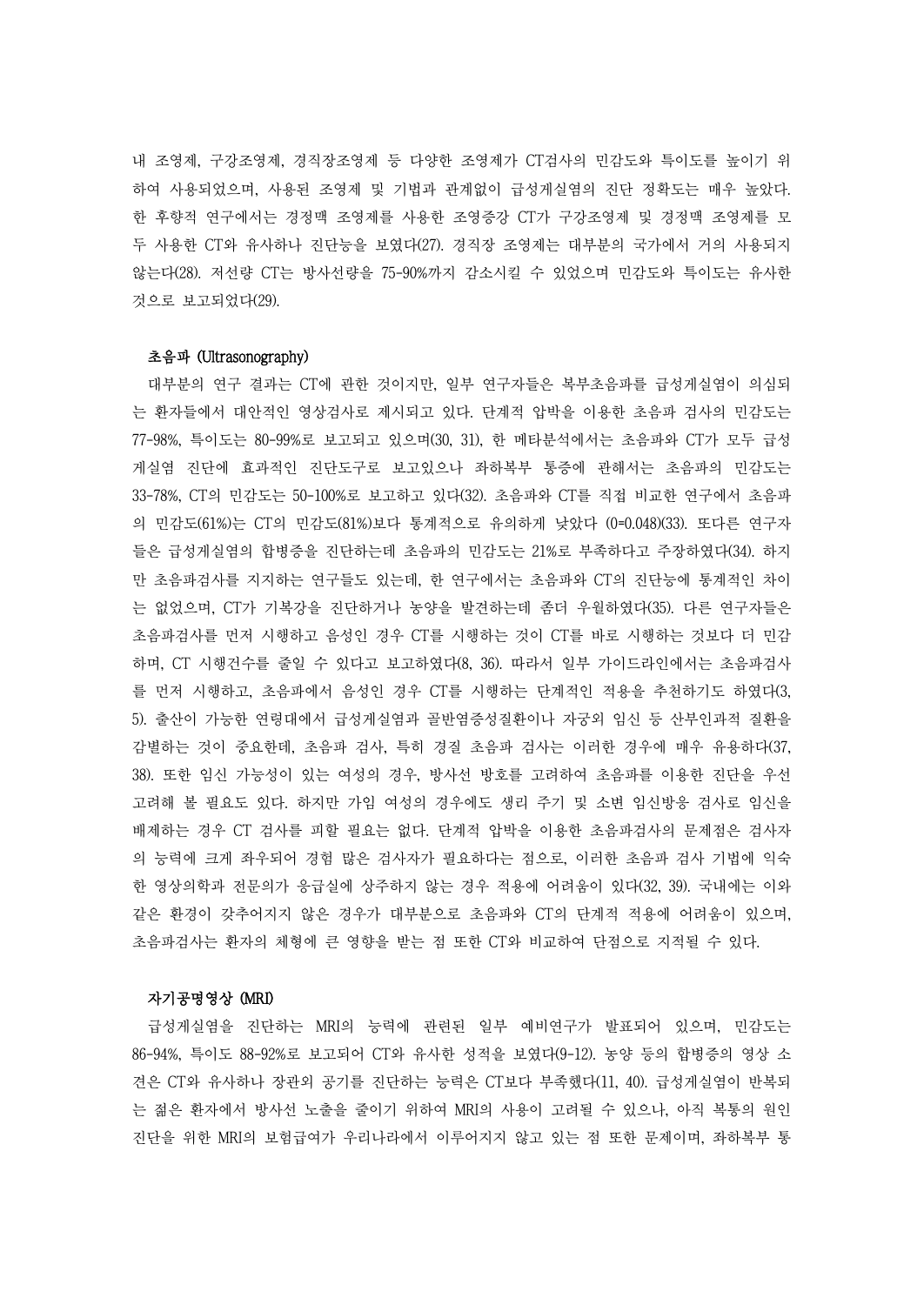내 조영제, 구강조영제, 경직장조영제 등 다양한 조영제가 CT검사의 민감도와 특이도를 높이기 위하여 사용되었으며, 사용된 조영제 및 기법과 관계없이 급성게실염의 진단 정확도는 매우 높았다. 한 후향적 연구에서는 경정맥 조영제를 사용한 조영증강 CT가 구강조영제 및 경정맥 조영제를 모두 사용한 CT와 유사하나 진단능을 보였다(27). 경직장 조영제는 대부분의 국가에서 거의 사용되지 않는다(28). 저선량 CT는 방사선량을 75-90%까지 감소시킬 수 있었으며 민감도와 특이도는 유사한 것으로 보고되었다(29).

### 초음파 (Ultrasonography)

대부분의 연구 결과는 CT에 관한 것이지만, 일부 연구자들은 복부초음파를 급성게실염이 의심되는 환자들에서 대안적인 영상검사로 제시되고 있다. 단계적 압박을 이용한 초음파 검사의 민감도는 77-98%, 특이도는 80-99%로 보고되고 있으며(30, 31), 한 메타분석에서는 초음파와 CT가 모두 급성게실염 진단에 효과적인 진단도구로 보고있으나 좌하복부 통증에 관해서는 초음파의 민감도는 33-78%, CT의 민감도는 50-100%로 보고하고 있다(32). 초음파와 CT를 직접 비교한 연구에서 초음파의 민감도(61%)는 CT의 민감도(81%)보다 통계적으로 유의하게 낮았다 (0=0.048)(33). 또다른 연구자들은 급성게실염의 합병증을 진단하는데 초음파의 민감도는 21%로 부족하다고 주장하였다(34). 하지만 초음파검사를 지지하는 연구들도 있는데, 한 연구에서는 초음파와 CT의 진단능에 통계적인 차이는 없었으며, CT가 기복강을 진단하거나 농양을 발견하는데 좀더 우월하였다(35). 다른 연구자들은 초음파검사를 먼저 시행하고 음성인 경우 CT를 시행하는 것이 CT를 바로 시행하는 것보다 더 민감하며, CT 시행건수를 줄일 수 있다고 보고하였다(8, 36). 따라서 일부 가이드라인에서는 초음파검사를 먼저 시행하고, 초음파에서 음성인 경우 CT를 시행하는 단계적인 적용을 추천하기도 하였다(3, 5). 출산이 가능한 연령대에서 급성게실염과 골반염증성질환이나 자궁외 임신 등 산부인과적 질환을 감별하는 것이 중요한데, 초음파 검사, 특히 경질 초음파 검사는 이러한 경우에 매우 유용하다(37, 38). 또한 임신 가능성이 있는 여성의 경우, 방사선 방호를 고려하여 초음파를 이용한 진단을 우선 고려해 볼 필요도 있다. 하지만 가임 여성의 경우에도 생리 주기 및 소변 임신방응 검사로 임신을 배제하는 경우 CT 검사를 피할 필요는 없다. 단계적 압박을 이용한 초음파검사의 문제점은 검사자의 능력에 크게 좌우되어 경험 많은 검사자가 필요하다는 점으로, 이러한 초음파 검사 기법에 익숙한 영상의학과 전문의가 응급실에 상주하지 않는 경우 적용에 어려움이 있다(32, 39). 국내에는 이와 같은 환경이 갖추어지지 않은 경우가 대부분으로 초음파와 CT의 단계적 적용에 어려움이 있으며, 초음파검사는 환자의 체형에 큰 영향을 받는 점 또한 CT와 비교하여 단점으로 지적될 수 있다.

### 자기공명영상 (MRI)

급성게실염을 진단하는 MRI의 능력에 관련된 일부 예비연구가 발표되어 있으며, 민감도는 86-94%, 특이도 88-92%로 보고되어 CT와 유사한 성적을 보였다(9-12). 농양 등의 합병증의 영상 소견은 CT와 유사하나 장관외 공기를 진단하는 능력은 CT보다 부족했다(11, 40). 급성게실염이 반복되는 젊은 환자에서 방사선 노출을 줄이기 위하여 MRI의 사용이 고려될 수 있으나, 아직 복통의 원인 진단을 위한 MRI의 보험급여가 우리나라에서 이루어지지 않고 있는 점 또한 문제이며, 좌하복부 통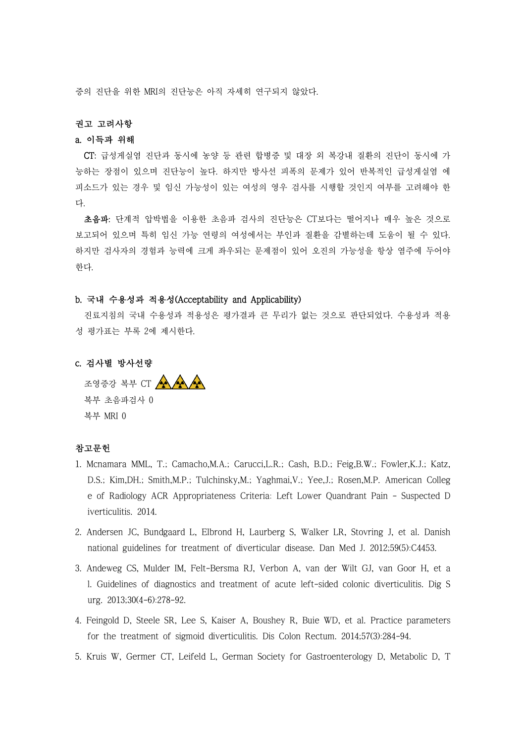증의 진단을 위한 MRI의 진단능은 아직 자세히 연구되지 않았다.

### 권고 고려사항

#### a. 이득과 위해

**CT**: 급성게실염 진단과 동시에 농양 등 관련 합병증 및 대장 외 복강내 질환의 진단이 동시에 가능하는 장점이 있으며 진단능이 높다. 하지만 방사선 피폭의 문제가 있어 반복적인 급성게실염 에피소드가 있는 경우 및 임신 가능성이 있는 여성의 경우 검사를 시행할 것인지 여부를 고려해야 한다.

**초음파**: 단계적 압박법을 이용한 초음파 검사의 진단능은 CT보다는 떨어지나 매우 높은 것으로 보고되어 있으며 특히 임신 가능 연령의 여성에서는 부인과 질환을 감별하는데 도움이 될 수 있다. 하지만 검사자의 경험과 능력에 크게 좌우되는 문제점이 있어 오진의 가능성을 항상 염주에 두어야 한다.

#### b. 국내 수용성과 적용성(Acceptability and Applicability)

진료지침의 국내 수용성과 적용성은 평가결과 큰 무리가 없는 것으로 판단되었다. 수용성과 적용성 평가표는 부록 2에 제시한다.

#### c. 검사별 방사선량

조영증강 복부 CT ☢☢☢
복부 초음파검사 0
복부 MRI 0

### 참고문헌

1. Mcnamara MML, T.; Camacho,M.A.; Carucci,L.R.; Cash, B.D.; Feig,B.W.; Fowler,K.J.; Katz, D.S.; Kim,DH.; Smith,M.P.; Tulchinsky,M.; Yaghmai,V.; Yee,J.; Rosen,M.P. American College of Radiology ACR Appropriateness Criteria: Left Lower Quandrant Pain - Suspected Diverticulitis. 2014.
2. Andersen JC, Bundgaard L, Elbrond H, Laurberg S, Walker LR, Stovring J, et al. Danish national guidelines for treatment of diverticular disease. Dan Med J. 2012;59(5):C4453.
3. Andeweg CS, Mulder IM, Felt-Bersma RJ, Verbon A, van der Wilt GJ, van Goor H, et al. Guidelines of diagnostics and treatment of acute left-sided colonic diverticulitis. Dig Surg. 2013;30(4-6):278-92.
4. Feingold D, Steele SR, Lee S, Kaiser A, Boushey R, Buie WD, et al. Practice parameters for the treatment of sigmoid diverticulitis. Dis Colon Rectum. 2014;57(3):284-94.
5. Kruis W, Germer CT, Leifeld L, German Society for Gastroenterology D, Metabolic D, T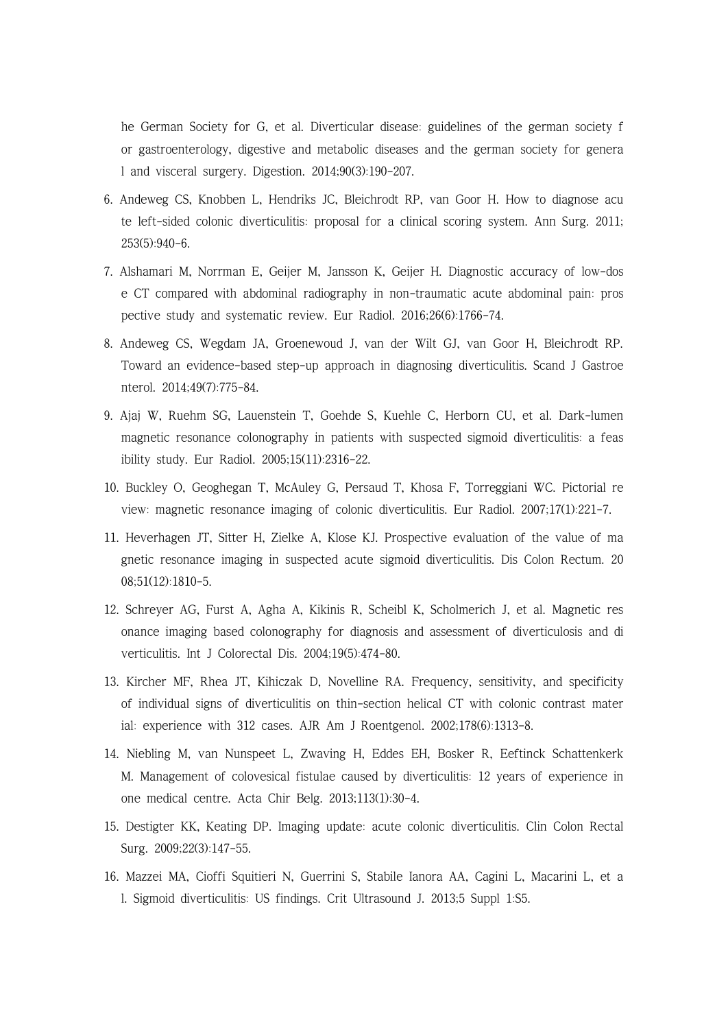he German Society for G, et al. Diverticular disease: guidelines of the german society for gastroenterology, digestive and metabolic diseases and the german society for general and visceral surgery. Digestion. 2014;90(3):190-207.

6. Andeweg CS, Knobben L, Hendriks JC, Bleichrodt RP, van Goor H. How to diagnose acute left-sided colonic diverticulitis: proposal for a clinical scoring system. Ann Surg. 2011;253(5):940-6.
7. Alshamari M, Norrman E, Geijer M, Jansson K, Geijer H. Diagnostic accuracy of low-dose CT compared with abdominal radiography in non-traumatic acute abdominal pain: prospective study and systematic review. Eur Radiol. 2016;26(6):1766-74.
8. Andeweg CS, Wegdam JA, Groenewoud J, van der Wilt GJ, van Goor H, Bleichrodt RP. Toward an evidence-based step-up approach in diagnosing diverticulitis. Scand J Gastroenterol. 2014;49(7):775-84.
9. Ajaj W, Ruehm SG, Lauenstein T, Goehde S, Kuehle C, Herborn CU, et al. Dark-lumen magnetic resonance colonography in patients with suspected sigmoid diverticulitis: a feasibility study. Eur Radiol. 2005;15(11):2316-22.
10. Buckley O, Geoghegan T, McAuley G, Persaud T, Khosa F, Torreggiani WC. Pictorial review: magnetic resonance imaging of colonic diverticulitis. Eur Radiol. 2007;17(1):221-7.
11. Heverhagen JT, Sitter H, Zielke A, Klose KJ. Prospective evaluation of the value of magnetic resonance imaging in suspected acute sigmoid diverticulitis. Dis Colon Rectum. 2008;51(12):1810-5.
12. Schreyer AG, Furst A, Agha A, Kikinis R, Scheibl K, Scholmerich J, et al. Magnetic resonance imaging based colonography for diagnosis and assessment of diverticulosis and diverticulitis. Int J Colorectal Dis. 2004;19(5):474-80.
13. Kircher MF, Rhea JT, Kihiczak D, Novelline RA. Frequency, sensitivity, and specificity of individual signs of diverticulitis on thin-section helical CT with colonic contrast material: experience with 312 cases. AJR Am J Roentgenol. 2002;178(6):1313-8.
14. Niebling M, van Nunspeet L, Zwaving H, Eddes EH, Bosker R, Eeftinck Schattenkerk M. Management of colovesical fistulae caused by diverticulitis: 12 years of experience in one medical centre. Acta Chir Belg. 2013;113(1):30-4.
15. Destigter KK, Keating DP. Imaging update: acute colonic diverticulitis. Clin Colon Rectal Surg. 2009;22(3):147-55.
16. Mazzei MA, Cioffi Squitieri N, Guerrini S, Stabile Ianora AA, Cagini L, Macarini L, et al. Sigmoid diverticulitis: US findings. Crit Ultrasound J. 2013;5 Suppl 1:S5.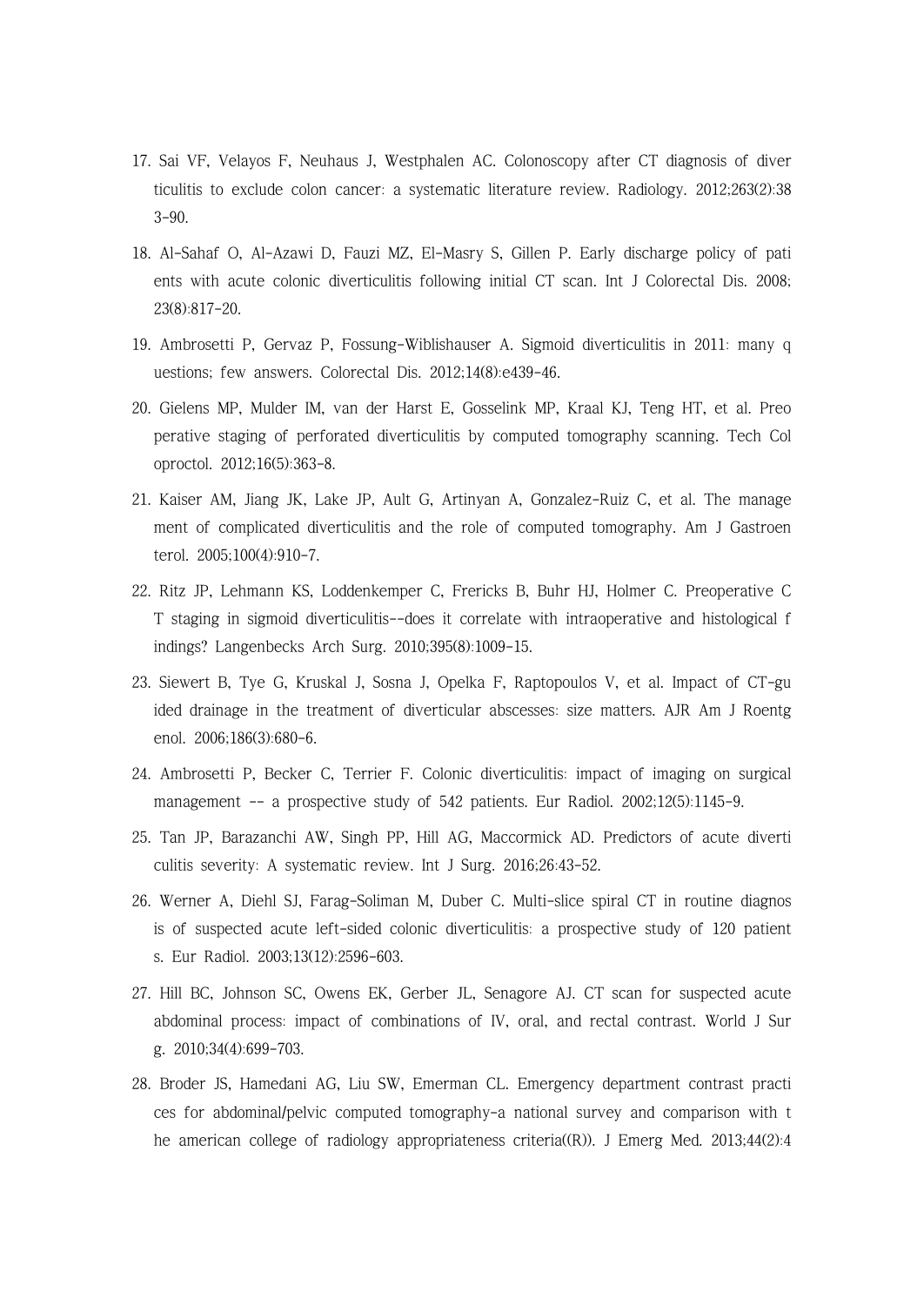17. Sai VF, Velayos F, Neuhaus J, Westphalen AC. Colonoscopy after CT diagnosis of diverticulitis to exclude colon cancer: a systematic literature review. Radiology. 2012;263(2):383-90.

18. Al-Sahaf O, Al-Azawi D, Fauzi MZ, El-Masry S, Gillen P. Early discharge policy of patients with acute colonic diverticulitis following initial CT scan. Int J Colorectal Dis. 2008;23(8):817-20.

19. Ambrosetti P, Gervaz P, Fossung-Wiblishauser A. Sigmoid diverticulitis in 2011: many questions; few answers. Colorectal Dis. 2012;14(8):e439-46.

20. Gielens MP, Mulder IM, van der Harst E, Gosselink MP, Kraal KJ, Teng HT, et al. Preoperative staging of perforated diverticulitis by computed tomography scanning. Tech Coloproctol. 2012;16(5):363-8.

21. Kaiser AM, Jiang JK, Lake JP, Ault G, Artinyan A, Gonzalez-Ruiz C, et al. The management of complicated diverticulitis and the role of computed tomography. Am J Gastroenterol. 2005;100(4):910-7.

22. Ritz JP, Lehmann KS, Loddenkemper C, Frericks B, Buhr HJ, Holmer C. Preoperative CT staging in sigmoid diverticulitis--does it correlate with intraoperative and histological findings? Langenbecks Arch Surg. 2010;395(8):1009-15.

23. Siewert B, Tye G, Kruskal J, Sosna J, Opelka F, Raptopoulos V, et al. Impact of CT-guided drainage in the treatment of diverticular abscesses: size matters. AJR Am J Roentgenol. 2006;186(3):680-6.

24. Ambrosetti P, Becker C, Terrier F. Colonic diverticulitis: impact of imaging on surgical management -- a prospective study of 542 patients. Eur Radiol. 2002;12(5):1145-9.

25. Tan JP, Barazanchi AW, Singh PP, Hill AG, Maccormick AD. Predictors of acute diverticulitis severity: A systematic review. Int J Surg. 2016;26:43-52.

26. Werner A, Diehl SJ, Farag-Soliman M, Duber C. Multi-slice spiral CT in routine diagnosis of suspected acute left-sided colonic diverticulitis: a prospective study of 120 patients. Eur Radiol. 2003;13(12):2596-603.

27. Hill BC, Johnson SC, Owens EK, Gerber JL, Senagore AJ. CT scan for suspected acute abdominal process: impact of combinations of IV, oral, and rectal contrast. World J Surg. 2010;34(4):699-703.

28. Broder JS, Hamedani AG, Liu SW, Emerman CL. Emergency department contrast practices for abdominal/pelvic computed tomography-a national survey and comparison with the american college of radiology appropriateness criteria((R)). J Emerg Med. 2013;44(2):4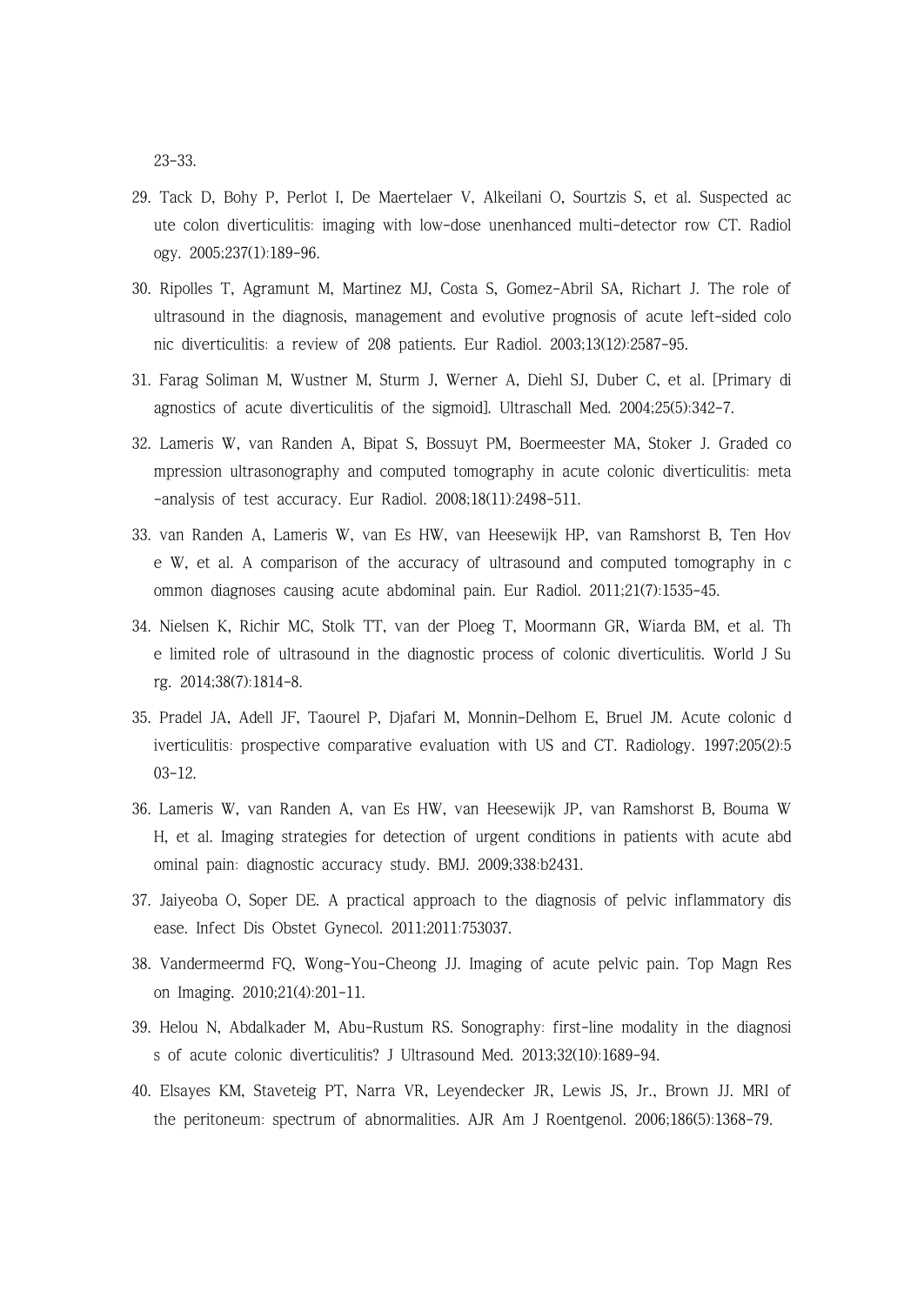23-33.

29. Tack D, Bohy P, Perlot I, De Maertelaer V, Alkeilani O, Sourtzis S, et al. Suspected acute colon diverticulitis: imaging with low-dose unenhanced multi-detector row CT. Radiology. 2005;237(1):189-96.
30. Ripolles T, Agramunt M, Martinez MJ, Costa S, Gomez-Abril SA, Richart J. The role of ultrasound in the diagnosis, management and evolutive prognosis of acute left-sided colonic diverticulitis: a review of 208 patients. Eur Radiol. 2003;13(12):2587-95.
31. Farag Soliman M, Wustner M, Sturm J, Werner A, Diehl SJ, Duber C, et al. [Primary diagnostics of acute diverticulitis of the sigmoid]. Ultraschall Med. 2004;25(5):342-7.
32. Lameris W, van Randen A, Bipat S, Bossuyt PM, Boermeester MA, Stoker J. Graded compression ultrasonography and computed tomography in acute colonic diverticulitis: meta-analysis of test accuracy. Eur Radiol. 2008;18(11):2498-511.
33. van Randen A, Lameris W, van Es HW, van Heesewijk HP, van Ramshorst B, Ten Hove W, et al. A comparison of the accuracy of ultrasound and computed tomography in common diagnoses causing acute abdominal pain. Eur Radiol. 2011;21(7):1535-45.
34. Nielsen K, Richir MC, Stolk TT, van der Ploeg T, Moormann GR, Wiarda BM, et al. The limited role of ultrasound in the diagnostic process of colonic diverticulitis. World J Surg. 2014;38(7):1814-8.
35. Pradel JA, Adell JF, Taourel P, Djafari M, Monnin-Delhom E, Bruel JM. Acute colonic diverticulitis: prospective comparative evaluation with US and CT. Radiology. 1997;205(2):503-12.
36. Lameris W, van Randen A, van Es HW, van Heesewijk JP, van Ramshorst B, Bouma WH, et al. Imaging strategies for detection of urgent conditions in patients with acute abdominal pain: diagnostic accuracy study. BMJ. 2009;338:b2431.
37. Jaiyeoba O, Soper DE. A practical approach to the diagnosis of pelvic inflammatory disease. Infect Dis Obstet Gynecol. 2011;2011:753037.
38. Vandermeermd FQ, Wong-You-Cheong JJ. Imaging of acute pelvic pain. Top Magn Reson Imaging. 2010;21(4):201-11.
39. Helou N, Abdalkader M, Abu-Rustum RS. Sonography: first-line modality in the diagnosis of acute colonic diverticulitis? J Ultrasound Med. 2013;32(10):1689-94.
40. Elsayes KM, Staveteig PT, Narra VR, Leyendecker JR, Lewis JS, Jr., Brown JJ. MRI of the peritoneum: spectrum of abnormalities. AJR Am J Roentgenol. 2006;186(5):1368-79.